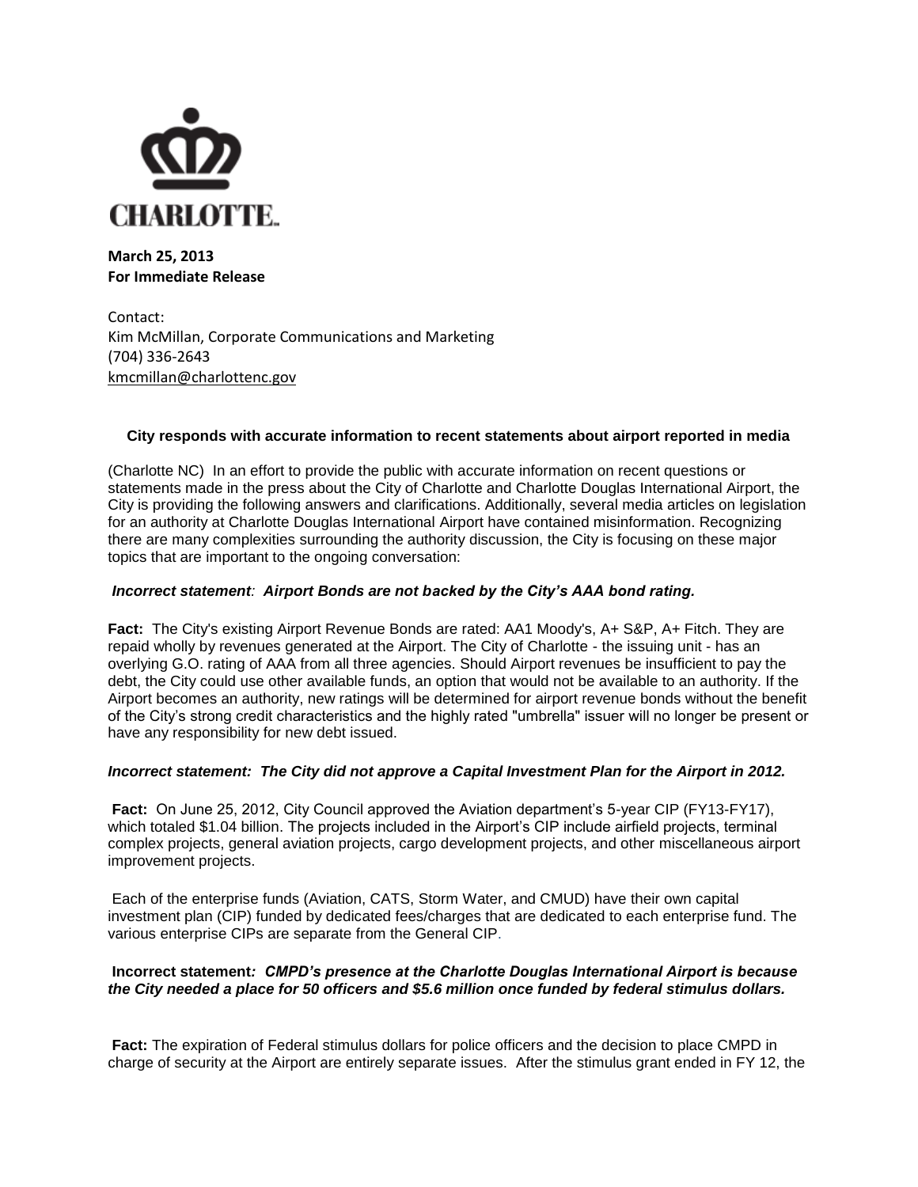CHARLOTTE.

**March 25, 2013**
**For Immediate Release**

Contact:
Kim McMillan, Corporate Communications and Marketing
(704) 336-2643
kmcmillan@charlottenc.gov

### City responds with accurate information to recent statements about airport reported in media

(Charlotte NC) In an effort to provide the public with accurate information on recent questions or statements made in the press about the City of Charlotte and Charlotte Douglas International Airport, the City is providing the following answers and clarifications. Additionally, several media articles on legislation for an authority at Charlotte Douglas International Airport have contained misinformation. Recognizing there are many complexities surrounding the authority discussion, the City is focusing on these major topics that are important to the ongoing conversation:

***Incorrect statement: Airport Bonds are not backed by the City's AAA bond rating.***

**Fact:** The City's existing Airport Revenue Bonds are rated: AA1 Moody's, A+ S&P, A+ Fitch. They are repaid wholly by revenues generated at the Airport. The City of Charlotte - the issuing unit - has an overlying G.O. rating of AAA from all three agencies. Should Airport revenues be insufficient to pay the debt, the City could use other available funds, an option that would not be available to an authority. If the Airport becomes an authority, new ratings will be determined for airport revenue bonds without the benefit of the City's strong credit characteristics and the highly rated "umbrella" issuer will no longer be present or have any responsibility for new debt issued.

***Incorrect statement: The City did not approve a Capital Investment Plan for the Airport in 2012.***

**Fact:** On June 25, 2012, City Council approved the Aviation department's 5-year CIP (FY13-FY17), which totaled $1.04 billion. The projects included in the Airport's CIP include airfield projects, terminal complex projects, general aviation projects, cargo development projects, and other miscellaneous airport improvement projects.

Each of the enterprise funds (Aviation, CATS, Storm Water, and CMUD) have their own capital investment plan (CIP) funded by dedicated fees/charges that are dedicated to each enterprise fund. The various enterprise CIPs are separate from the General CIP.

***Incorrect statement: CMPD's presence at the Charlotte Douglas International Airport is because the City needed a place for 50 officers and $5.6 million once funded by federal stimulus dollars.***

**Fact:** The expiration of Federal stimulus dollars for police officers and the decision to place CMPD in charge of security at the Airport are entirely separate issues. After the stimulus grant ended in FY 12, the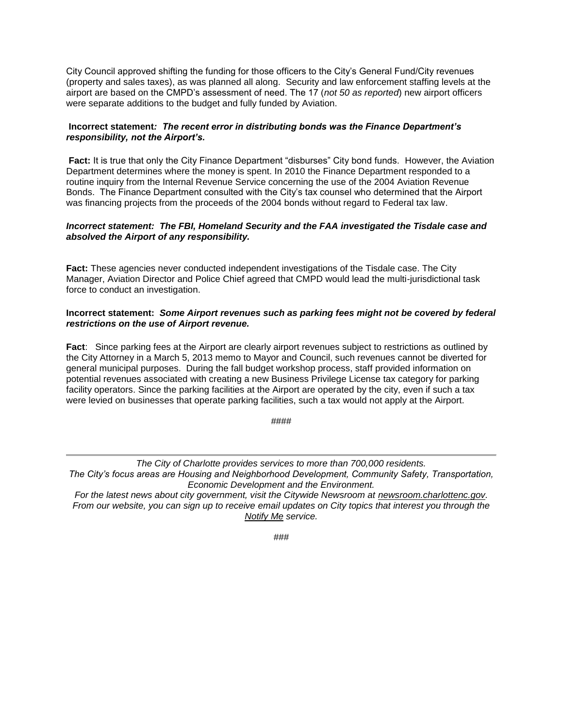City Council approved shifting the funding for those officers to the City's General Fund/City revenues (property and sales taxes), as was planned all along. Security and law enforcement staffing levels at the airport are based on the CMPD's assessment of need. The 17 (*not 50 as reported*) new airport officers were separate additions to the budget and fully funded by Aviation.

**Incorrect statement*: The recent error in distributing bonds was the Finance Department's responsibility, not the Airport's.***

**Fact:** It is true that only the City Finance Department "disburses" City bond funds. However, the Aviation Department determines where the money is spent. In 2010 the Finance Department responded to a routine inquiry from the Internal Revenue Service concerning the use of the 2004 Aviation Revenue Bonds. The Finance Department consulted with the City's tax counsel who determined that the Airport was financing projects from the proceeds of the 2004 bonds without regard to Federal tax law.

***Incorrect statement: The FBI, Homeland Security and the FAA investigated the Tisdale case and absolved the Airport of any responsibility.***

**Fact:** These agencies never conducted independent investigations of the Tisdale case. The City Manager, Aviation Director and Police Chief agreed that CMPD would lead the multi-jurisdictional task force to conduct an investigation.

**Incorrect statement:** ***Some Airport revenues such as parking fees might not be covered by federal restrictions on the use of Airport revenue.***

**Fact**: Since parking fees at the Airport are clearly airport revenues subject to restrictions as outlined by the City Attorney in a March 5, 2013 memo to Mayor and Council, such revenues cannot be diverted for general municipal purposes. During the fall budget workshop process, staff provided information on potential revenues associated with creating a new Business Privilege License tax category for parking facility operators. Since the parking facilities at the Airport are operated by the city, even if such a tax were levied on businesses that operate parking facilities, such a tax would not apply at the Airport.

####

---

*The City of Charlotte provides services to more than 700,000 residents.*
*The City's focus areas are Housing and Neighborhood Development, Community Safety, Transportation, Economic Development and the Environment.*
*For the latest news about city government, visit the Citywide Newsroom at newsroom.charlottenc.gov. From our website, you can sign up to receive email updates on City topics that interest you through the Notify Me service.*

###